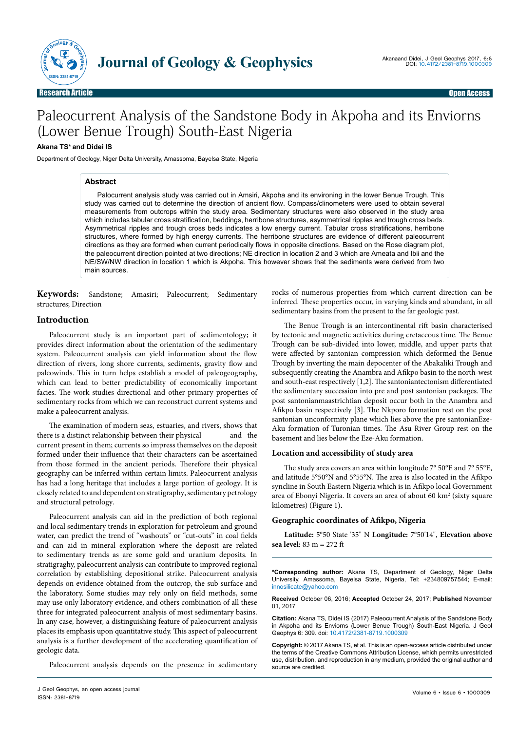Research Article | Open Access

# Paleocurrent Analysis of the Sandstone Body in Akpoha and its Enviorns (Lower Benue Trough) South-East Nigeria

**Akana TS\* and Didei IS**

Department of Geology, Niger Delta University, Amassoma, Bayelsa State, Nigeria

## Abstract

Palocurrent analysis study was carried out in Amsiri, Akpoha and its environing in the lower Benue Trough. This study was carried out to determine the direction of ancient flow. Compass/clinometers were used to obtain several measurements from outcrops within the study area. Sedimentary structures were also observed in the study area which includes tabular cross stratification, beddings, herribone structures, asymmetrical ripples and trough cross beds. Asymmetrical ripples and trough cross beds indicates a low energy current. Tabular cross stratifications, herribone structures, where formed by high energy currents. The herribone structures are evidence of different paleocurrent directions as they are formed when current periodically flows in opposite directions. Based on the Rose diagram plot, the paleocurrent direction pointed at two directions; NE direction in location 2 and 3 which are Ameata and Ibii and the NE/SW/NW direction in location 1 which is Akpoha. This however shows that the sediments were derived from two main sources.

**Keywords:** Sandstone; Amasiri; Paleocurrent; Sedimentary structures; Direction

## Introduction

Paleocurrent study is an important part of sedimentology; it provides direct information about the orientation of the sedimentary system. Paleocurrent analysis can yield information about the flow direction of rivers, long shore currents, sediments, gravity flow and paleowinds. This in turn helps establish a model of paleogeography, which can lead to better predictability of economically important facies. The work studies directional and other primary properties of sedimentary rocks from which we can reconstruct current systems and make a paleocurrent analysis.

The examination of modern seas, estuaries, and rivers, shows that there is a distinct relationship between their physical and the current present in them; currents so impress themselves on the deposit formed under their influence that their characters can be ascertained from those formed in the ancient periods. Therefore their physical geography can be inferred within certain limits. Paleocurrent analysis has had a long heritage that includes a large portion of geology. It is closely related to and dependent on stratigraphy, sedimentary petrology and structural petrology.

Paleocurrent analysis can aid in the prediction of both regional and local sedimentary trends in exploration for petroleum and ground water, can predict the trend of "washouts" or "cut-outs" in coal fields and can aid in mineral exploration where the deposit are related to sedimentary trends as are some gold and uranium deposits. In stratigraghy, paleocurrent analysis can contribute to improved regional correlation by establishing depositional strike. Paleocurrent analysis depends on evidence obtained from the outcrop, the sub surface and the laboratory. Some studies may rely only on field methods, some may use only laboratory evidence, and others combination of all these three for integrated paleocurrent analysis of most sedimentary basins. In any case, however, a distinguishing feature of paleocurrent analysis places its emphasis upon quantitative study. This aspect of paleocurrent analysis is a further development of the accelerating quantification of geologic data.

Paleocurrent analysis depends on the presence in sedimentary rocks of numerous properties from which current direction can be inferred. These properties occur, in varying kinds and abundant, in all sedimentary basins from the present to the far geologic past.

The Benue Trough is an intercontinental rift basin characterised by tectonic and magnetic activities during cretaceous time. The Benue Trough can be sub-divided into lower, middle, and upper parts that were affected by santonian compression which deformed the Benue Trough by inverting the main depocenter of the Abakaliki Trough and subsequently creating the Anambra and Afikpo basin to the north-west and south-east respectively [1,2]. The santoniantectonism differentiated the sedimentary succession into pre and post santonian packages. The post santonianmaastrichtian deposit occur both in the Anambra and Afikpo basin respectively [3]. The Nkporo formation rest on the post santonian unconformity plane which lies above the pre santonianEze-Aku formation of Turonian times. The Asu River Group rest on the basement and lies below the Eze-Aku formation.

### Location and accessibility of study area

The study area covers an area within longitude 7° 50°E and 7° 55°E, and latitude 5°50°N and 5°55°N. The area is also located in the Afikpo syncline in South Eastern Nigeria which is in Afikpo local Government area of Ebonyi Nigeria. It covers an area of about 60 km$^2$ (sixty square kilometres) (Figure 1).

### Geographic coordinates of Afikpo, Nigeria

**Latitude:** 5°50 State '35" N **Longitude:** 7°50'14", **Elevation above sea level:** 83 m = 272 ft

**\*Corresponding author:** Akana TS, Department of Geology, Niger Delta University, Amassoma, Bayelsa State, Nigeria, Tel: +234809757544; E-mail: innosilicate@yahoo.com

**Received** October 06, 2016; **Accepted** October 24, 2017; **Published** November 01, 2017

**Citation:** Akana TS, Didei IS (2017) Paleocurrent Analysis of the Sandstone Body in Akpoha and its Enviorns (Lower Benue Trough) South-East Nigeria. J Geol Geophys 6: 309. doi: 10.4172/2381-8719.1000309

**Copyright:** © 2017 Akana TS, et al. This is an open-access article distributed under the terms of the Creative Commons Attribution License, which permits unrestricted use, distribution, and reproduction in any medium, provided the original author and source are credited.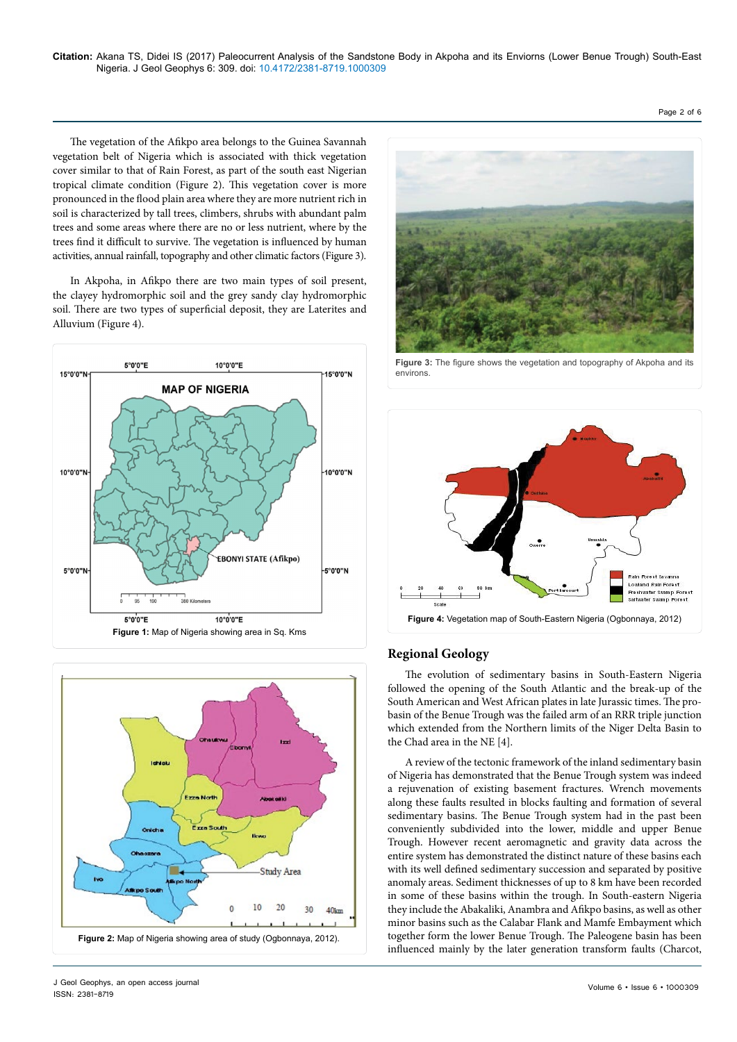The vegetation of the Afikpo area belongs to the Guinea Savannah vegetation belt of Nigeria which is associated with thick vegetation cover similar to that of Rain Forest, as part of the south east Nigerian tropical climate condition (Figure 2). This vegetation cover is more pronounced in the flood plain area where they are more nutrient rich in soil is characterized by tall trees, climbers, shrubs with abundant palm trees and some areas where there are no or less nutrient, where by the trees find it difficult to survive. The vegetation is influenced by human activities, annual rainfall, topography and other climatic factors (Figure 3).

In Akpoha, in Afikpo there are two main types of soil present, the clayey hydromorphic soil and the grey sandy clay hydromorphic soil. There are two types of superficial deposit, they are Laterites and Alluvium (Figure 4).

**Figure 1:** Map of Nigeria showing area in Sq. Kms

**Figure 2:** Map of Nigeria showing area of study (Ogbonnaya, 2012).

**Figure 3:** The figure shows the vegetation and topography of Akpoha and its environs.

**Figure 4:** Vegetation map of South-Eastern Nigeria (Ogbonnaya, 2012)

## Regional Geology

The evolution of sedimentary basins in South-Eastern Nigeria followed the opening of the South Atlantic and the break-up of the South American and West African plates in late Jurassic times. The pro-basin of the Benue Trough was the failed arm of an RRR triple junction which extended from the Northern limits of the Niger Delta Basin to the Chad area in the NE [4].

A review of the tectonic framework of the inland sedimentary basin of Nigeria has demonstrated that the Benue Trough system was indeed a rejuvenation of existing basement fractures. Wrench movements along these faults resulted in blocks faulting and formation of several sedimentary basins. The Benue Trough system had in the past been conveniently subdivided into the lower, middle and upper Benue Trough. However recent aeromagnetic and gravity data across the entire system has demonstrated the distinct nature of these basins each with its well defined sedimentary succession and separated by positive anomaly areas. Sediment thicknesses of up to 8 km have been recorded in some of these basins within the trough. In South-eastern Nigeria they include the Abakaliki, Anambra and Afikpo basins, as well as other minor basins such as the Calabar Flank and Mamfe Embayment which together form the lower Benue Trough. The Paleogene basin has been influenced mainly by the later generation transform faults (Charcot,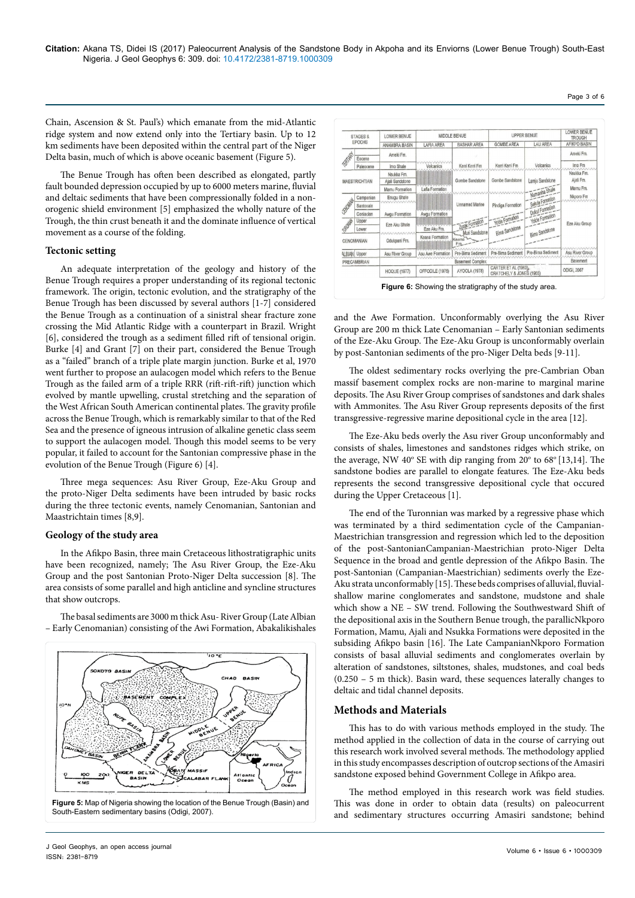Chain, Ascension & St. Paul's) which emanate from the mid-Atlantic ridge system and now extend only into the Tertiary basin. Up to 12 km sediments have been deposited within the central part of the Niger Delta basin, much of which is above oceanic basement (Figure 5).

The Benue Trough has often been described as elongated, partly fault bounded depression occupied by up to 6000 meters marine, fluvial and deltaic sediments that have been compressionally folded in a non-orogenic shield environment [5] emphasized the wholly nature of the Trough, the thin crust beneath it and the dominate influence of vertical movement as a course of the folding.

## Tectonic setting

An adequate interpretation of the geology and history of the Benue Trough requires a proper understanding of its regional tectonic framework. The origin, tectonic evolution, and the stratigraphy of the Benue Trough has been discussed by several authors [1-7] considered the Benue Trough as a continuation of a sinistral shear fracture zone crossing the Mid Atlantic Ridge with a counterpart in Brazil. Wright [6], considered the trough as a sediment filled rift of tensional origin. Burke [4] and Grant [7] on their part, considered the Benue Trough as a "failed" branch of a triple plate margin junction. Burke et al, 1970 went further to propose an aulacogen model which refers to the Benue Trough as the failed arm of a triple RRR (rift-rift-rift) junction which evolved by mantle upwelling, crustal stretching and the separation of the West African South American continental plates. The gravity profile across the Benue Trough, which is remarkably similar to that of the Red Sea and the presence of igneous intrusion of alkaline genetic class seem to support the aulacogen model. Though this model seems to be very popular, it failed to account for the Santonian compressive phase in the evolution of the Benue Trough (Figure 6) [4].

Three mega sequences: Asu River Group, Eze-Aku Group and the proto-Niger Delta sediments have been intruded by basic rocks during the three tectonic events, namely Cenomanian, Santonian and Maastrichtain times [8,9].

## Geology of the study area

In the Afikpo Basin, three main Cretaceous lithostratigraphic units have been recognized, namely; The Asu River Group, the Eze-Aku Group and the post Santonian Proto-Niger Delta succession [8]. The area consists of some parallel and high anticline and syncline structures that show outcrops.

The basal sediments are 3000 m thick Asu- River Group (Late Albian – Early Cenomanian) consisting of the Awi Formation, Abakalikishales

Figure 5: Map of Nigeria showing the location of the Benue Trough (Basin) and South-Eastern sedimentary basins (Odigi, 2007).

Figure 6: Showing the stratigraphy of the study area.

and the Awe Formation. Unconformably overlying the Asu River Group are 200 m thick Late Cenomanian – Early Santonian sediments of the Eze-Aku Group. The Eze-Aku Group is unconformably overlain by post-Santonian sediments of the pro-Niger Delta beds [9-11].

The oldest sedimentary rocks overlying the pre-Cambrian Oban massif basement complex rocks are non-marine to marginal marine deposits. The Asu River Group comprises of sandstones and dark shales with Ammonites. The Asu River Group represents deposits of the first transgressive-regressive marine depositional cycle in the area [12].

The Eze-Aku beds overly the Asu river Group unconformably and consists of shales, limestones and sandstones ridges which strike, on the average, NW 40º SE with dip ranging from 20º to 68º [13,14]. The sandstone bodies are parallel to elongate features. The Eze-Aku beds represents the second transgressive depositional cycle that occured during the Upper Cretaceous [1].

The end of the Turonnian was marked by a regressive phase which was terminated by a third sedimentation cycle of the Campanian-Maestrichian transgression and regression which led to the deposition of the post-SantonianCampanian-Maestrichian proto-Niger Delta Sequence in the broad and gentle depression of the Afikpo Basin. The post-Santonian (Campanian-Maestrichian) sediments overly the Eze-Aku strata unconformably [15]. These beds comprises of alluvial, fluvial-shallow marine conglomerates and sandstone, mudstone and shale which show a NE – SW trend. Following the Southwestward Shift of the depositional axis in the Southern Benue trough, the parallicNkporo Formation, Mamu, Ajali and Nsukka Formations were deposited in the subsiding Afikpo basin [16]. The Late CampanianNkporo Formation consists of basal alluvial sediments and conglomerates overlain by alteration of sandstones, siltstones, shales, mudstones, and coal beds (0.250 – 5 m thick). Basin ward, these sequences laterally changes to deltaic and tidal channel deposits.

## Methods and Materials

This has to do with various methods employed in the study. The method applied in the collection of data in the course of carrying out this research work involved several methods. The methodology applied in this study encompasses description of outcrop sections of the Amasiri sandstone exposed behind Government College in Afikpo area.

The method employed in this research work was field studies. This was done in order to obtain data (results) on paleocurrent and sedimentary structures occurring Amasiri sandstone; behind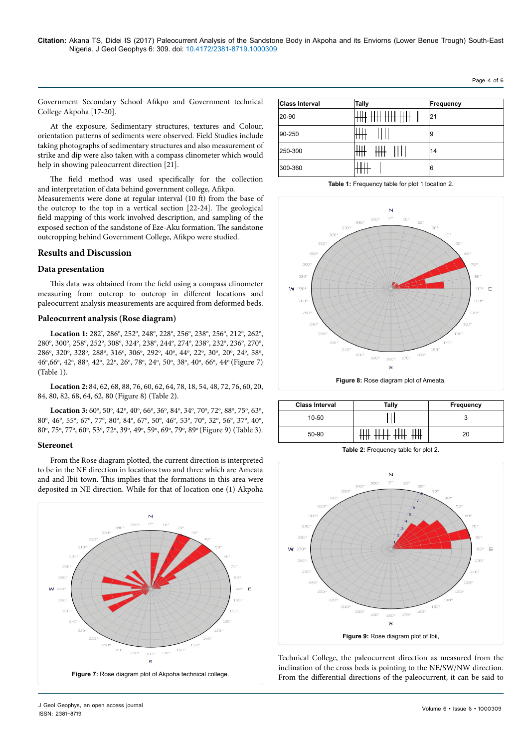Government Secondary School Afikpo and Government technical College Akpoha [17-20].

At the exposure, Sedimentary structures, textures and Colour, orientation patterns of sediments were observed. Field Studies include taking photographs of sedimentary structures and also measurement of strike and dip were also taken with a compass clinometer which would help in showing paleocurrent direction [21].

The field method was used specifically for the collection and interpretation of data behind government college, Afikpo. Measurements were done at regular interval (10 ft) from the base of the outcrop to the top in a vertical section [22-24]. The geological field mapping of this work involved description, and sampling of the exposed section of the sandstone of Eze-Aku formation. The sandstone outcropping behind Government College, Afikpo were studied.

## Results and Discussion

### Data presentation

This data was obtained from the field using a compass clinometer measuring from outcrop to outcrop in different locations and paleocurrent analysis measurements are acquired from deformed beds.

### Paleocurrent analysis (Rose diagram)

**Location 1:** 282°, 286°, 252°, 248°, 228°, 256°, 238°, 256°, 212°, 262°, 280°, 300°, 258°, 252°, 308°, 324°, 238°, 244°, 274°, 238°, 232°, 236°, 270°, 286°, 320°, 328°, 288°, 316°, 306°, 292°, 40°, 44°, 22°, 30°, 20°, 24°, 58°, 46°,66°, 42°, 88°, 42°, 22°, 26°, 78°, 24°, 50°, 38°, 40°, 66°, 44° (Figure 7) (Table 1).

**Location 2:** 84, 62, 68, 88, 76, 60, 62, 64, 78, 18, 54, 48, 72, 76, 60, 20, 84, 80, 82, 68, 64, 62, 80 (Figure 8) (Table 2).

**Location 3:** 60°, 50°, 42°, 40°, 66°, 36°, 84°, 34°, 70°, 72°, 88°, 75°, 63°, 80°, 46°, 55°, 67°, 77°, 80°, 84°, 67°, 50°, 46°, 53°, 70°, 32°, 56°, 37°, 40°, 80°, 75°, 77°, 60°, 53°, 72°, 39°, 49°, 59°, 69°, 79°, 89° (Figure 9) (Table 3).

### Stereonet

From the Rose diagram plotted, the current direction is interpreted to be in the NE direction in locations two and three which are Ameata and and Ibii town. This implies that the formations in this area were deposited in NE direction. While for that of location one (1) Akpoha Technical College, the paleocurrent direction as measured from the inclination of the cross beds is pointing to the NE/SW/NW direction. From the differential directions of the paleocurrent, it can be said to

Figure 7: Rose diagram plot of Akpoha technical college.

| Class Interval | Tally | Frequency |
|---|---|---|
| 20-90 | 卌 卌 卌 卌 I | 21 |
| 90-250 | 卌 IIII | 9 |
| 250-300 | 卌 卌 IIII | 14 |
| 300-360 | 卌 I | 6 |

Table 1: Frequency table for plot 1 location 2.

Figure 8: Rose diagram plot of Ameata.

| Class Interval | Tally | Frequency |
|---|---|---|
| 10-50 | III | 3 |
| 50-90 | 卌 卌 卌 卌 | 20 |

Table 2: Frequency table for plot 2.

Figure 9: Rose diagram plot of Ibii,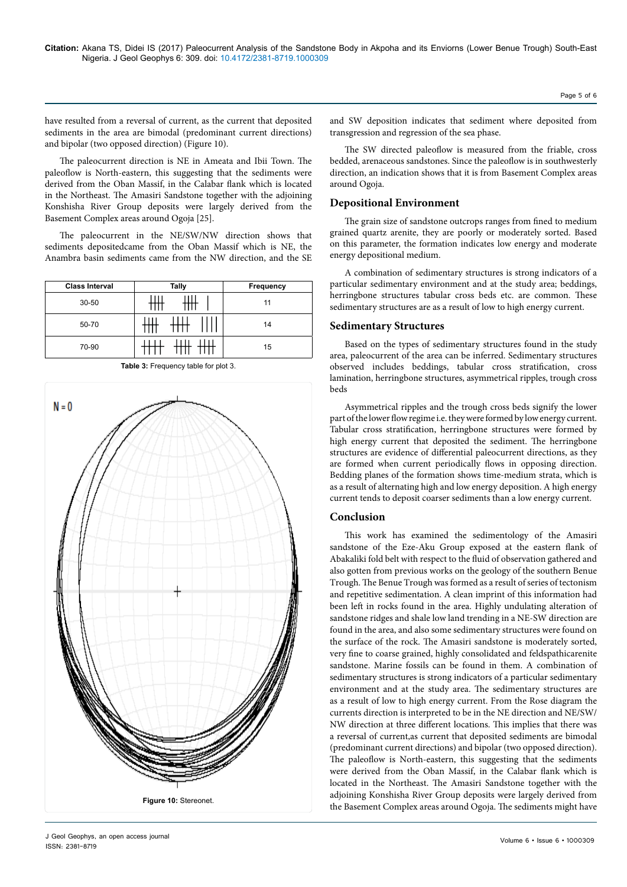have resulted from a reversal of current, as the current that deposited sediments in the area are bimodal (predominant current directions) and bipolar (two opposed direction) (Figure 10).

The paleocurrent direction is NE in Ameata and Ibii Town. The paleoflow is North-eastern, this suggesting that the sediments were derived from the Oban Massif, in the Calabar flank which is located in the Northeast. The Amasiri Sandstone together with the adjoining Konshisha River Group deposits were largely derived from the Basement Complex areas around Ogoja [25].

The paleocurrent in the NE/SW/NW direction shows that sediments depositedcame from the Oban Massif which is NE, the Anambra basin sediments came from the NW direction, and the SE and SW deposition indicates that sediment where deposited from transgression and regression of the sea phase.

| Class Interval | Tally | Frequency |
|---|---|---|
| 30-50 | ~~||||~~ ~~||||~~ \| | 11 |
| 50-70 | ~~||||~~ ~~||||~~ \|\|\|\| | 14 |
| 70-90 | ~~||||~~ ~~||||~~ ~~||||~~ | 15 |

**Table 3:** Frequency table for plot 3.

N = 0

**Figure 10:** Stereonet.

The SW directed paleoflow is measured from the friable, cross bedded, arenaceous sandstones. Since the paleoflow is in southwesterly direction, an indication shows that it is from Basement Complex areas around Ogoja.

## Depositional Environment

The grain size of sandstone outcrops ranges from fined to medium grained quartz arenite, they are poorly or moderately sorted. Based on this parameter, the formation indicates low energy and moderate energy depositional medium.

A combination of sedimentary structures is strong indicators of a particular sedimentary environment and at the study area; beddings, herringbone structures tabular cross beds etc. are common. These sedimentary structures are as a result of low to high energy current.

## Sedimentary Structures

Based on the types of sedimentary structures found in the study area, paleocurrent of the area can be inferred. Sedimentary structures observed includes beddings, tabular cross stratification, cross lamination, herringbone structures, asymmetrical ripples, trough cross beds

Asymmetrical ripples and the trough cross beds signify the lower part of the lower flow regime i.e. they were formed by low energy current. Tabular cross stratification, herringbone structures were formed by high energy current that deposited the sediment. The herringbone structures are evidence of differential paleocurrent directions, as they are formed when current periodically flows in opposing direction. Bedding planes of the formation shows time-medium strata, which is as a result of alternating high and low energy deposition. A high energy current tends to deposit coarser sediments than a low energy current.

## Conclusion

This work has examined the sedimentology of the Amasiri sandstone of the Eze-Aku Group exposed at the eastern flank of Abakaliki fold belt with respect to the fluid of observation gathered and also gotten from previous works on the geology of the southern Benue Trough. The Benue Trough was formed as a result of series of tectonism and repetitive sedimentation. A clean imprint of this information had been left in rocks found in the area. Highly undulating alteration of sandstone ridges and shale low land trending in a NE-SW direction are found in the area, and also some sedimentary structures were found on the surface of the rock. The Amasiri sandstone is moderately sorted, very fine to coarse grained, highly consolidated and feldspathicarenite sandstone. Marine fossils can be found in them. A combination of sedimentary structures is strong indicators of a particular sedimentary environment and at the study area. The sedimentary structures are as a result of low to high energy current. From the Rose diagram the currents direction is interpreted to be in the NE direction and NE/SW/NW direction at three different locations. This implies that there was a reversal of current,as current that deposited sediments are bimodal (predominant current directions) and bipolar (two opposed direction). The paleoflow is North-eastern, this suggesting that the sediments were derived from the Oban Massif, in the Calabar flank which is located in the Northeast. The Amasiri Sandstone together with the adjoining Konshisha River Group deposits were largely derived from the Basement Complex areas around Ogoja. The sediments might have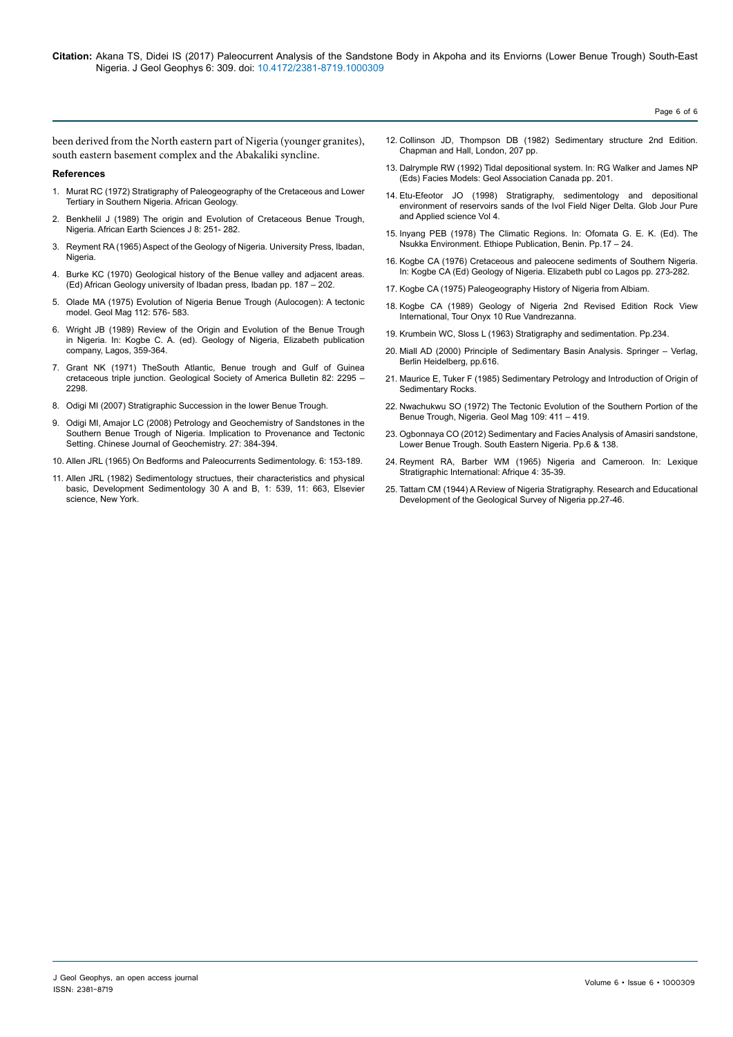been derived from the North eastern part of Nigeria (younger granites), south eastern basement complex and the Abakaliki syncline.

## References

1. Murat RC (1972) Stratigraphy of Paleogeography of the Cretaceous and Lower Tertiary in Southern Nigeria. African Geology.
2. Benkhelil J (1989) The origin and Evolution of Cretaceous Benue Trough, Nigeria. African Earth Sciences J 8: 251- 282.
3. Reyment RA (1965) Aspect of the Geology of Nigeria. University Press, Ibadan, Nigeria.
4. Burke KC (1970) Geological history of the Benue valley and adjacent areas. (Ed) African Geology university of Ibadan press, Ibadan pp. 187 – 202.
5. Olade MA (1975) Evolution of Nigeria Benue Trough (Aulocogen): A tectonic model. Geol Mag 112: 576- 583.
6. Wright JB (1989) Review of the Origin and Evolution of the Benue Trough in Nigeria. In: Kogbe C. A. (ed). Geology of Nigeria, Elizabeth publication company, Lagos, 359-364.
7. Grant NK (1971) TheSouth Atlantic, Benue trough and Gulf of Guinea cretaceous triple junction. Geological Society of America Bulletin 82: 2295 – 2298.
8. Odigi MI (2007) Stratigraphic Succession in the lower Benue Trough.
9. Odigi MI, Amajor LC (2008) Petrology and Geochemistry of Sandstones in the Southern Benue Trough of Nigeria. Implication to Provenance and Tectonic Setting. Chinese Journal of Geochemistry. 27: 384-394.
10. Allen JRL (1965) On Bedforms and Paleocurrents Sedimentology. 6: 153-189.
11. Allen JRL (1982) Sedimentology structues, their characteristics and physical basic, Development Sedimentology 30 A and B, 1: 539, 11: 663, Elsevier science, New York.
12. Collinson JD, Thompson DB (1982) Sedimentary structure 2nd Edition. Chapman and Hall, London, 207 pp.
13. Dalrymple RW (1992) Tidal depositional system. In: RG Walker and James NP (Eds) Facies Models: Geol Association Canada pp. 201.
14. Etu-Efeotor JO (1998) Stratigraphy, sedimentology and depositional environment of reservoirs sands of the Ivol Field Niger Delta. Glob Jour Pure and Applied science Vol 4.
15. Inyang PEB (1978) The Climatic Regions. In: Ofomata G. E. K. (Ed). The Nsukka Environment. Ethiope Publication, Benin. Pp.17 – 24.
16. Kogbe CA (1976) Cretaceous and paleocene sediments of Southern Nigeria. In: Kogbe CA (Ed) Geology of Nigeria. Elizabeth publ co Lagos pp. 273-282.
17. Kogbe CA (1975) Paleogeography History of Nigeria from Albiam.
18. Kogbe CA (1989) Geology of Nigeria 2nd Revised Edition Rock View International, Tour Onyx 10 Rue Vandrezanna.
19. Krumbein WC, Sloss L (1963) Stratigraphy and sedimentation. Pp.234.
20. Miall AD (2000) Principle of Sedimentary Basin Analysis. Springer – Verlag, Berlin Heidelberg, pp.616.
21. Maurice E, Tuker F (1985) Sedimentary Petrology and Introduction of Origin of Sedimentary Rocks.
22. Nwachukwu SO (1972) The Tectonic Evolution of the Southern Portion of the Benue Trough, Nigeria. Geol Mag 109: 411 – 419.
23. Ogbonnaya CO (2012) Sedimentary and Facies Analysis of Amasiri sandstone, Lower Benue Trough. South Eastern Nigeria. Pp.6 & 138.
24. Reyment RA, Barber WM (1965) Nigeria and Cameroon. In: Lexique Stratigraphic International: Afrique 4: 35-39.
25. Tattam CM (1944) A Review of Nigeria Stratigraphy. Research and Educational Development of the Geological Survey of Nigeria pp.27-46.